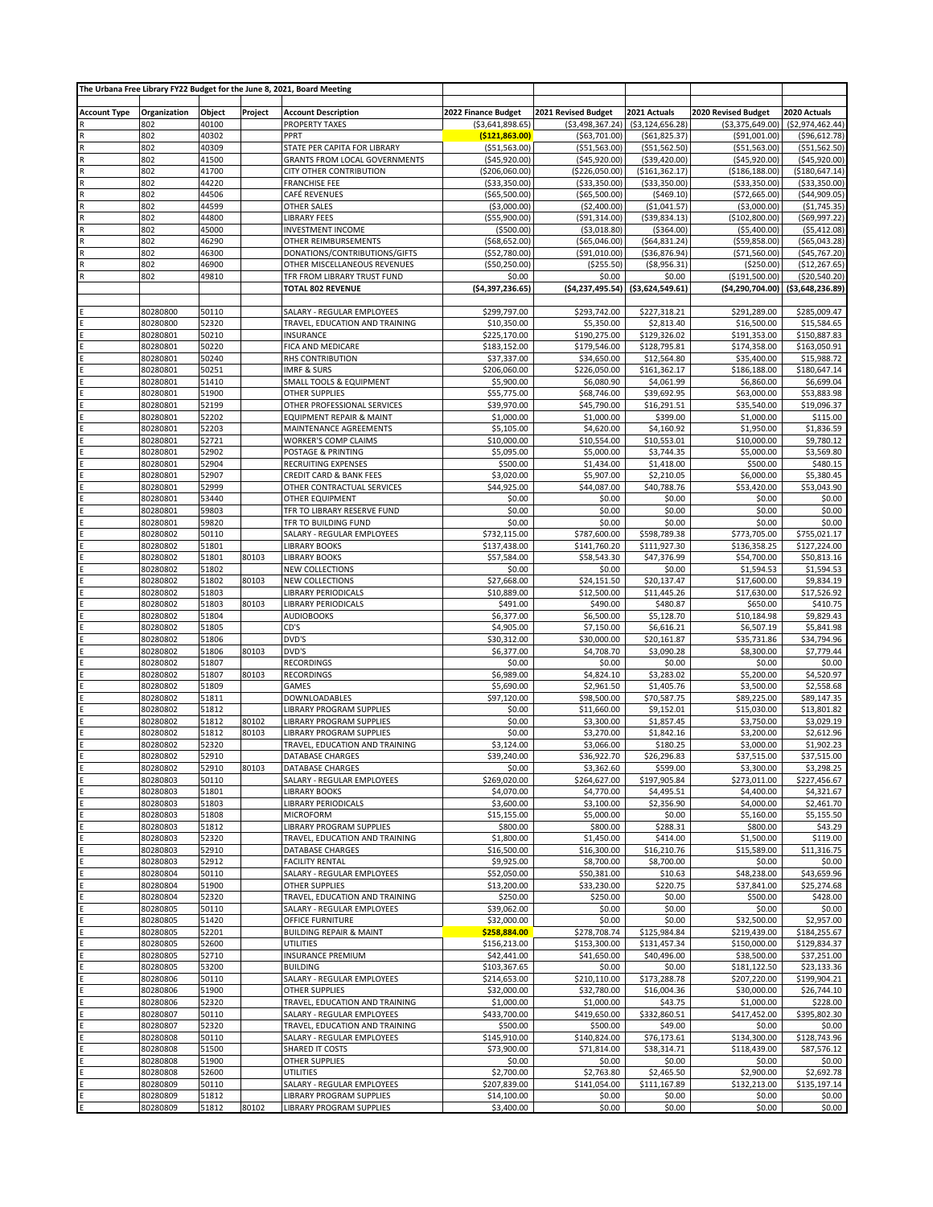**The Urbana Free Library FY22 Budget for the June 8, 2021, Board Meeting**

| Account Type | Organization | Object | Project | Account Description | 2022 Finance Budget | 2021 Revised Budget | 2021 Actuals | 2020 Revised Budget | 2020 Actuals |
|---|---|---|---|---|---|---|---|---|---|
| R | 802 | 40100 | | PROPERTY TAXES | ($3,641,898.65) | ($3,498,367.24) | ($3,124,656.28) | ($3,375,649.00) | ($2,974,462.44) |
| R | 802 | 40302 | | PPRT | **($121,863.00)** | ($63,701.00) | ($61,825.37) | ($91,001.00) | ($96,612.78) |
| R | 802 | 40309 | | STATE PER CAPITA FOR LIBRARY | ($51,563.00) | ($51,563.00) | ($51,562.50) | ($51,563.00) | ($51,562.50) |
| R | 802 | 41500 | | GRANTS FROM LOCAL GOVERNMENTS | ($45,920.00) | ($45,920.00) | ($39,420.00) | ($45,920.00) | ($45,920.00) |
| R | 802 | 41700 | | CITY OTHER CONTRIBUTION | ($206,060.00) | ($226,050.00) | ($161,362.17) | ($186,188.00) | ($180,647.14) |
| R | 802 | 44220 | | FRANCHISE FEE | ($33,350.00) | ($33,350.00) | ($33,350.00) | ($33,350.00) | ($33,350.00) |
| R | 802 | 44506 | | CAFÉ REVENUES | ($65,500.00) | ($65,500.00) | ($469.10) | ($72,665.00) | ($44,909.05) |
| R | 802 | 44599 | | OTHER SALES | ($3,000.00) | ($2,400.00) | ($1,041.57) | ($3,000.00) | ($1,745.35) |
| R | 802 | 44800 | | LIBRARY FEES | ($55,900.00) | ($91,314.00) | ($39,834.13) | ($102,800.00) | ($69,997.22) |
| R | 802 | 45000 | | INVESTMENT INCOME | ($500.00) | ($3,018.80) | ($364.00) | ($5,400.00) | ($5,412.08) |
| R | 802 | 46290 | | OTHER REIMBURSEMENTS | ($68,652.00) | ($65,046.00) | ($64,831.24) | ($59,858.00) | ($65,043.28) |
| R | 802 | 46300 | | DONATIONS/CONTRIBUTIONS/GIFTS | ($52,780.00) | ($91,010.00) | ($36,876.94) | ($71,560.00) | ($45,767.20) |
| R | 802 | 46900 | | OTHER MISCELLANEOUS REVENUES | ($50,250.00) | ($255.50) | ($8,956.31) | ($250.00) | ($12,267.65) |
| R | 802 | 49810 | | TFR FROM LIBRARY TRUST FUND | $0.00 | $0.00 | $0.00 | ($191,500.00) | ($20,540.20) |
| | | | | **TOTAL 802 REVENUE** | **($4,397,236.65)** | **($4,237,495.54)** | **($3,624,549.61)** | **($4,290,704.00)** | **($3,648,236.89)** |
| E | 80280800 | 50110 | | SALARY - REGULAR EMPLOYEES | $299,797.00 | $293,742.00 | $227,318.21 | $291,289.00 | $285,009.47 |
| E | 80280800 | 52320 | | TRAVEL, EDUCATION AND TRAINING | $10,350.00 | $5,350.00 | $2,813.40 | $16,500.00 | $15,584.65 |
| E | 80280801 | 50210 | | INSURANCE | $225,170.00 | $190,275.00 | $129,326.02 | $191,353.00 | $150,887.83 |
| E | 80280801 | 50220 | | FICA AND MEDICARE | $183,152.00 | $179,546.00 | $128,795.81 | $174,358.00 | $163,050.91 |
| E | 80280801 | 50240 | | RHS CONTRIBUTION | $37,337.00 | $34,650.00 | $12,564.80 | $35,400.00 | $15,988.72 |
| E | 80280801 | 50251 | | IMRF & SURS | $206,060.00 | $226,050.00 | $161,362.17 | $186,188.00 | $180,647.14 |
| E | 80280801 | 51410 | | SMALL TOOLS & EQUIPMENT | $5,900.00 | $6,080.90 | $4,061.99 | $6,860.00 | $6,699.04 |
| E | 80280801 | 51900 | | OTHER SUPPLIES | $55,775.00 | $68,746.00 | $39,692.95 | $63,000.00 | $53,883.98 |
| E | 80280801 | 52199 | | OTHER PROFESSIONAL SERVICES | $39,970.00 | $45,790.00 | $16,291.51 | $35,540.00 | $19,096.37 |
| E | 80280801 | 52202 | | EQUIPMENT REPAIR & MAINT | $1,000.00 | $1,000.00 | $399.00 | $1,000.00 | $115.00 |
| E | 80280801 | 52203 | | MAINTENANCE AGREEMENTS | $5,105.00 | $4,620.00 | $4,160.92 | $1,950.00 | $1,836.59 |
| E | 80280801 | 52721 | | WORKER'S COMP CLAIMS | $10,000.00 | $10,554.00 | $10,553.01 | $10,000.00 | $9,780.12 |
| E | 80280801 | 52902 | | POSTAGE & PRINTING | $5,095.00 | $5,000.00 | $3,744.35 | $5,000.00 | $3,569.80 |
| E | 80280801 | 52904 | | RECRUITING EXPENSES | $500.00 | $1,434.00 | $1,418.00 | $500.00 | $480.15 |
| E | 80280801 | 52907 | | CREDIT CARD & BANK FEES | $3,020.00 | $5,907.00 | $2,210.05 | $6,000.00 | $5,380.45 |
| E | 80280801 | 52999 | | OTHER CONTRACTUAL SERVICES | $44,925.00 | $44,087.00 | $40,788.76 | $53,420.00 | $53,043.90 |
| E | 80280801 | 53440 | | OTHER EQUIPMENT | $0.00 | $0.00 | $0.00 | $0.00 | $0.00 |
| E | 80280801 | 59803 | | TFR TO LIBRARY RESERVE FUND | $0.00 | $0.00 | $0.00 | $0.00 | $0.00 |
| E | 80280801 | 59820 | | TFR TO BUILDING FUND | $0.00 | $0.00 | $0.00 | $0.00 | $0.00 |
| E | 80280802 | 50110 | | SALARY - REGULAR EMPLOYEES | $732,115.00 | $787,600.00 | $598,789.38 | $773,705.00 | $755,021.17 |
| E | 80280802 | 51801 | | LIBRARY BOOKS | $137,438.00 | $141,760.20 | $111,927.30 | $136,358.25 | $127,224.00 |
| E | 80280802 | 51801 | 80103 | LIBRARY BOOKS | $57,584.00 | $58,543.30 | $47,376.99 | $54,700.00 | $50,813.16 |
| E | 80280802 | 51802 | | NEW COLLECTIONS | $0.00 | $0.00 | $0.00 | $1,594.53 | $1,594.53 |
| E | 80280802 | 51802 | 80103 | NEW COLLECTIONS | $27,668.00 | $24,151.50 | $20,137.47 | $17,600.00 | $9,834.19 |
| E | 80280802 | 51803 | | LIBRARY PERIODICALS | $10,889.00 | $12,500.00 | $11,445.26 | $17,630.00 | $17,526.92 |
| E | 80280802 | 51803 | 80103 | LIBRARY PERIODICALS | $491.00 | $490.00 | $480.87 | $650.00 | $410.75 |
| E | 80280802 | 51804 | | AUDIOBOOKS | $6,377.00 | $6,500.00 | $5,128.70 | $10,184.98 | $9,829.43 |
| E | 80280802 | 51805 | | CD'S | $4,905.00 | $7,150.00 | $6,616.21 | $6,507.19 | $5,841.98 |
| E | 80280802 | 51806 | | DVD'S | $30,312.00 | $30,000.00 | $20,161.87 | $35,731.86 | $34,794.96 |
| E | 80280802 | 51806 | 80103 | DVD'S | $6,377.00 | $4,708.70 | $3,090.28 | $8,300.00 | $7,779.44 |
| E | 80280802 | 51807 | | RECORDINGS | $0.00 | $0.00 | $0.00 | $0.00 | $0.00 |
| E | 80280802 | 51807 | 80103 | RECORDINGS | $6,989.00 | $4,824.10 | $3,283.02 | $5,200.00 | $4,520.97 |
| E | 80280802 | 51809 | | GAMES | $5,690.00 | $2,961.50 | $1,405.76 | $3,500.00 | $2,558.68 |
| E | 80280802 | 51811 | | DOWNLOADABLES | $97,120.00 | $98,500.00 | $70,587.75 | $89,225.00 | $89,147.35 |
| E | 80280802 | 51812 | | LIBRARY PROGRAM SUPPLIES | $0.00 | $11,660.00 | $9,152.01 | $15,030.00 | $13,801.82 |
| E | 80280802 | 51812 | 80102 | LIBRARY PROGRAM SUPPLIES | $0.00 | $3,300.00 | $1,857.45 | $3,750.00 | $3,029.19 |
| E | 80280802 | 51812 | 80103 | LIBRARY PROGRAM SUPPLIES | $0.00 | $3,270.00 | $1,842.16 | $3,200.00 | $2,612.96 |
| E | 80280802 | 52320 | | TRAVEL, EDUCATION AND TRAINING | $3,124.00 | $3,066.00 | $180.25 | $3,000.00 | $1,902.23 |
| E | 80280802 | 52910 | | DATABASE CHARGES | $39,240.00 | $36,922.70 | $26,296.83 | $37,515.00 | $37,515.00 |
| E | 80280802 | 52910 | 80103 | DATABASE CHARGES | $0.00 | $3,362.60 | $599.00 | $3,300.00 | $3,298.25 |
| E | 80280803 | 50110 | | SALARY - REGULAR EMPLOYEES | $269,020.00 | $264,627.00 | $197,905.84 | $273,011.00 | $227,456.67 |
| E | 80280803 | 51801 | | LIBRARY BOOKS | $4,070.00 | $4,770.00 | $4,495.51 | $4,400.00 | $4,321.67 |
| E | 80280803 | 51803 | | LIBRARY PERIODICALS | $3,600.00 | $3,100.00 | $2,356.90 | $4,000.00 | $2,461.70 |
| E | 80280803 | 51808 | | MICROFORM | $15,155.00 | $5,000.00 | $0.00 | $5,160.00 | $5,155.50 |
| E | 80280803 | 51812 | | LIBRARY PROGRAM SUPPLIES | $800.00 | $800.00 | $288.31 | $800.00 | $43.29 |
| E | 80280803 | 52320 | | TRAVEL, EDUCATION AND TRAINING | $1,800.00 | $1,450.00 | $414.00 | $1,500.00 | $119.00 |
| E | 80280803 | 52910 | | DATABASE CHARGES | $16,500.00 | $16,300.00 | $16,210.76 | $15,589.00 | $11,316.75 |
| E | 80280803 | 52912 | | FACILITY RENTAL | $9,925.00 | $8,700.00 | $8,700.00 | $0.00 | $0.00 |
| E | 80280804 | 50110 | | SALARY - REGULAR EMPLOYEES | $52,050.00 | $50,381.00 | $10.63 | $48,238.00 | $43,659.96 |
| E | 80280804 | 51900 | | OTHER SUPPLIES | $13,200.00 | $33,230.00 | $220.75 | $37,841.00 | $25,274.68 |
| E | 80280804 | 52320 | | TRAVEL, EDUCATION AND TRAINING | $250.00 | $250.00 | $0.00 | $500.00 | $428.00 |
| E | 80280805 | 50110 | | SALARY - REGULAR EMPLOYEES | $39,062.00 | $0.00 | $0.00 | $0.00 | $0.00 |
| E | 80280805 | 51420 | | OFFICE FURNITURE | $32,000.00 | $0.00 | $0.00 | $32,500.00 | $2,957.00 |
| E | 80280805 | 52201 | | BUILDING REPAIR & MAINT | **$258,884.00** | $278,708.74 | $125,984.84 | $219,439.00 | $184,255.67 |
| E | 80280805 | 52600 | | UTILITIES | $156,213.00 | $153,300.00 | $131,457.34 | $150,000.00 | $129,834.37 |
| E | 80280805 | 52710 | | INSURANCE PREMIUM | $42,441.00 | $41,650.00 | $40,496.00 | $38,500.00 | $37,251.00 |
| E | 80280805 | 53200 | | BUILDING | $103,367.65 | $0.00 | $0.00 | $181,122.50 | $23,133.36 |
| E | 80280806 | 50110 | | SALARY - REGULAR EMPLOYEES | $214,653.00 | $210,110.00 | $173,288.78 | $207,220.00 | $199,904.21 |
| E | 80280806 | 51900 | | OTHER SUPPLIES | $32,000.00 | $32,780.00 | $16,004.36 | $30,000.00 | $26,744.10 |
| E | 80280806 | 52320 | | TRAVEL, EDUCATION AND TRAINING | $1,000.00 | $1,000.00 | $43.75 | $1,000.00 | $228.00 |
| E | 80280807 | 50110 | | SALARY - REGULAR EMPLOYEES | $433,700.00 | $419,650.00 | $332,860.51 | $417,452.00 | $395,802.30 |
| E | 80280807 | 52320 | | TRAVEL, EDUCATION AND TRAINING | $500.00 | $500.00 | $49.00 | $0.00 | $0.00 |
| E | 80280808 | 50110 | | SALARY - REGULAR EMPLOYEES | $145,910.00 | $140,824.00 | $76,173.61 | $134,300.00 | $128,743.96 |
| E | 80280808 | 51500 | | SHARED IT COSTS | $73,900.00 | $71,814.00 | $38,314.71 | $118,439.00 | $87,576.12 |
| E | 80280808 | 51900 | | OTHER SUPPLIES | $0.00 | $0.00 | $0.00 | $0.00 | $0.00 |
| E | 80280808 | 52600 | | UTILITIES | $2,700.00 | $2,763.80 | $2,465.50 | $2,900.00 | $2,692.78 |
| E | 80280809 | 50110 | | SALARY - REGULAR EMPLOYEES | $207,839.00 | $141,054.00 | $111,167.89 | $132,213.00 | $135,197.14 |
| E | 80280809 | 51812 | | LIBRARY PROGRAM SUPPLIES | $14,100.00 | $0.00 | $0.00 | $0.00 | $0.00 |
| E | 80280809 | 51812 | 80102 | LIBRARY PROGRAM SUPPLIES | $3,400.00 | $0.00 | $0.00 | $0.00 | $0.00 |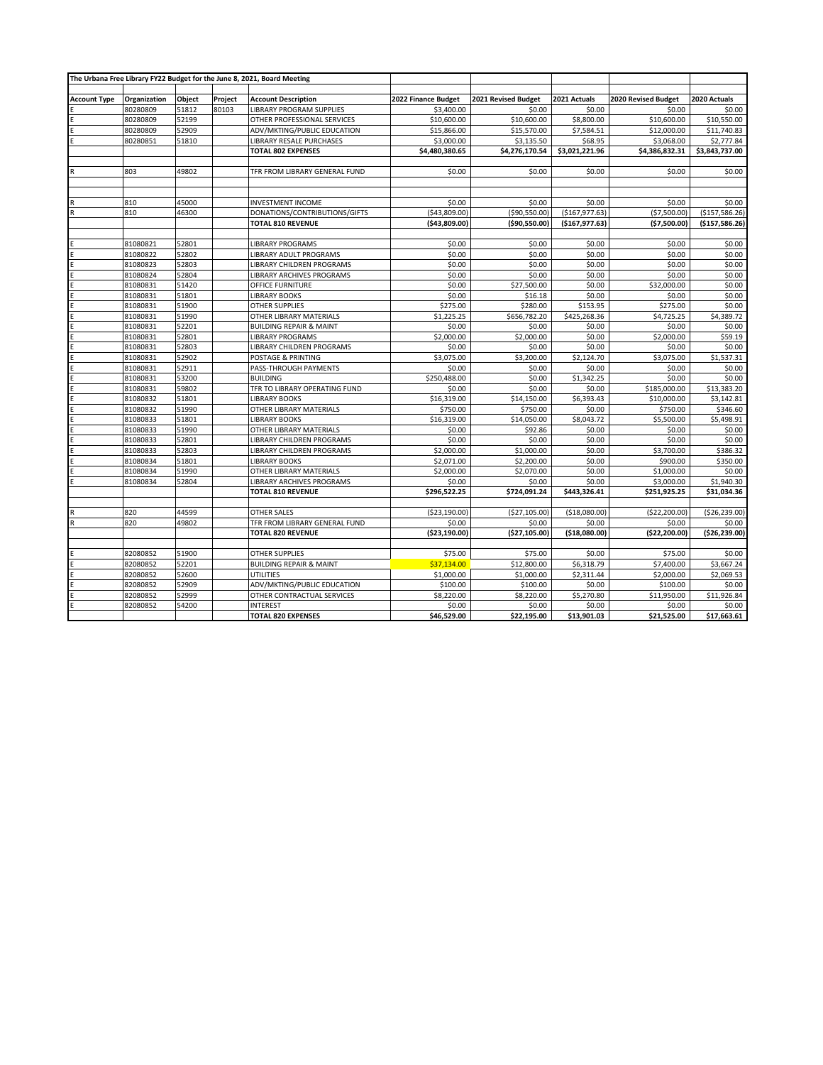| The Urbana Free Library FY22 Budget for the June 8, 2021, Board Meeting | | | | | | | | | |
|---|---|---|---|---|---|---|---|---|---|
| **Account Type** | **Organization** | **Object** | **Project** | **Account Description** | **2022 Finance Budget** | **2021 Revised Budget** | **2021 Actuals** | **2020 Revised Budget** | **2020 Actuals** |
| E | 80280809 | 51812 | 80103 | LIBRARY PROGRAM SUPPLIES | $3,400.00 | $0.00 | $0.00 | $0.00 | $0.00 |
| E | 80280809 | 52199 | | OTHER PROFESSIONAL SERVICES | $10,600.00 | $10,600.00 | $8,800.00 | $10,600.00 | $10,550.00 |
| E | 80280809 | 52909 | | ADV/MKTING/PUBLIC EDUCATION | $15,866.00 | $15,570.00 | $7,584.51 | $12,000.00 | $11,740.83 |
| E | 80280851 | 51810 | | LIBRARY RESALE PURCHASES | $3,000.00 | $3,135.50 | $68.95 | $3,068.00 | $2,777.84 |
| | | | | **TOTAL 802 EXPENSES** | **$4,480,380.65** | **$4,276,170.54** | **$3,021,221.96** | **$4,386,832.31** | **$3,843,737.00** |
| | | | | | | | | | |
| R | 803 | 49802 | | TFR FROM LIBRARY GENERAL FUND | $0.00 | $0.00 | $0.00 | $0.00 | $0.00 |
| | | | | | | | | | |
| R | 810 | 45000 | | INVESTMENT INCOME | $0.00 | $0.00 | $0.00 | $0.00 | $0.00 |
| R | 810 | 46300 | | DONATIONS/CONTRIBUTIONS/GIFTS | ($43,809.00) | ($90,550.00) | ($167,977.63) | ($7,500.00) | ($157,586.26) |
| | | | | **TOTAL 810 REVENUE** | **($43,809.00)** | **($90,550.00)** | **($167,977.63)** | **($7,500.00)** | **($157,586.26)** |
| | | | | | | | | | |
| E | 81080821 | 52801 | | LIBRARY PROGRAMS | $0.00 | $0.00 | $0.00 | $0.00 | $0.00 |
| E | 81080822 | 52802 | | LIBRARY ADULT PROGRAMS | $0.00 | $0.00 | $0.00 | $0.00 | $0.00 |
| E | 81080823 | 52803 | | LIBRARY CHILDREN PROGRAMS | $0.00 | $0.00 | $0.00 | $0.00 | $0.00 |
| E | 81080824 | 52804 | | LIBRARY ARCHIVES PROGRAMS | $0.00 | $0.00 | $0.00 | $0.00 | $0.00 |
| E | 81080831 | 51420 | | OFFICE FURNITURE | $0.00 | $27,500.00 | $0.00 | $32,000.00 | $0.00 |
| E | 81080831 | 51801 | | LIBRARY BOOKS | $0.00 | $16.18 | $0.00 | $0.00 | $0.00 |
| E | 81080831 | 51900 | | OTHER SUPPLIES | $275.00 | $280.00 | $153.95 | $275.00 | $0.00 |
| E | 81080831 | 51990 | | OTHER LIBRARY MATERIALS | $1,225.25 | $656,782.20 | $425,268.36 | $4,725.25 | $4,389.72 |
| E | 81080831 | 52201 | | BUILDING REPAIR & MAINT | $0.00 | $0.00 | $0.00 | $0.00 | $0.00 |
| E | 81080831 | 52801 | | LIBRARY PROGRAMS | $2,000.00 | $2,000.00 | $0.00 | $2,000.00 | $59.19 |
| E | 81080831 | 52803 | | LIBRARY CHILDREN PROGRAMS | $0.00 | $0.00 | $0.00 | $0.00 | $0.00 |
| E | 81080831 | 52902 | | POSTAGE & PRINTING | $3,075.00 | $3,200.00 | $2,124.70 | $3,075.00 | $1,537.31 |
| E | 81080831 | 52911 | | PASS-THROUGH PAYMENTS | $0.00 | $0.00 | $0.00 | $0.00 | $0.00 |
| E | 81080831 | 53200 | | BUILDING | $250,488.00 | $0.00 | $1,342.25 | $0.00 | $0.00 |
| E | 81080831 | 59802 | | TFR TO LIBRARY OPERATING FUND | $0.00 | $0.00 | $0.00 | $185,000.00 | $13,383.20 |
| E | 81080832 | 51801 | | LIBRARY BOOKS | $16,319.00 | $14,150.00 | $6,393.43 | $10,000.00 | $3,142.81 |
| E | 81080832 | 51990 | | OTHER LIBRARY MATERIALS | $750.00 | $750.00 | $0.00 | $750.00 | $346.60 |
| E | 81080833 | 51801 | | LIBRARY BOOKS | $16,319.00 | $14,050.00 | $8,043.72 | $5,500.00 | $5,498.91 |
| E | 81080833 | 51990 | | OTHER LIBRARY MATERIALS | $0.00 | $92.86 | $0.00 | $0.00 | $0.00 |
| E | 81080833 | 52801 | | LIBRARY CHILDREN PROGRAMS | $0.00 | $0.00 | $0.00 | $0.00 | $0.00 |
| E | 81080833 | 52803 | | LIBRARY CHILDREN PROGRAMS | $2,000.00 | $1,000.00 | $0.00 | $3,700.00 | $386.32 |
| E | 81080834 | 51801 | | LIBRARY BOOKS | $2,071.00 | $2,200.00 | $0.00 | $900.00 | $350.00 |
| E | 81080834 | 51990 | | OTHER LIBRARY MATERIALS | $2,000.00 | $2,070.00 | $0.00 | $1,000.00 | $0.00 |
| E | 81080834 | 52804 | | LIBRARY ARCHIVES PROGRAMS | $0.00 | $0.00 | $0.00 | $3,000.00 | $1,940.30 |
| | | | | **TOTAL 810 REVENUE** | **$296,522.25** | **$724,091.24** | **$443,326.41** | **$251,925.25** | **$31,034.36** |
| | | | | | | | | | |
| R | 820 | 44599 | | OTHER SALES | ($23,190.00) | ($27,105.00) | ($18,080.00) | ($22,200.00) | ($26,239.00) |
| R | 820 | 49802 | | TFR FROM LIBRARY GENERAL FUND | $0.00 | $0.00 | $0.00 | $0.00 | $0.00 |
| | | | | **TOTAL 820 REVENUE** | **($23,190.00)** | **($27,105.00)** | **($18,080.00)** | **($22,200.00)** | **($26,239.00)** |
| | | | | | | | | | |
| E | 82080852 | 51900 | | OTHER SUPPLIES | $75.00 | $75.00 | $0.00 | $75.00 | $0.00 |
| E | 82080852 | 52201 | | BUILDING REPAIR & MAINT | $37,134.00 | $12,800.00 | $6,318.79 | $7,400.00 | $3,667.24 |
| E | 82080852 | 52600 | | UTILITIES | $1,000.00 | $1,000.00 | $2,311.44 | $2,000.00 | $2,069.53 |
| E | 82080852 | 52909 | | ADV/MKTING/PUBLIC EDUCATION | $100.00 | $100.00 | $0.00 | $100.00 | $0.00 |
| E | 82080852 | 52999 | | OTHER CONTRACTUAL SERVICES | $8,220.00 | $8,220.00 | $5,270.80 | $11,950.00 | $11,926.84 |
| E | 82080852 | 54200 | | INTEREST | $0.00 | $0.00 | $0.00 | $0.00 | $0.00 |
| | | | | **TOTAL 820 EXPENSES** | **$46,529.00** | **$22,195.00** | **$13,901.03** | **$21,525.00** | **$17,663.61** |